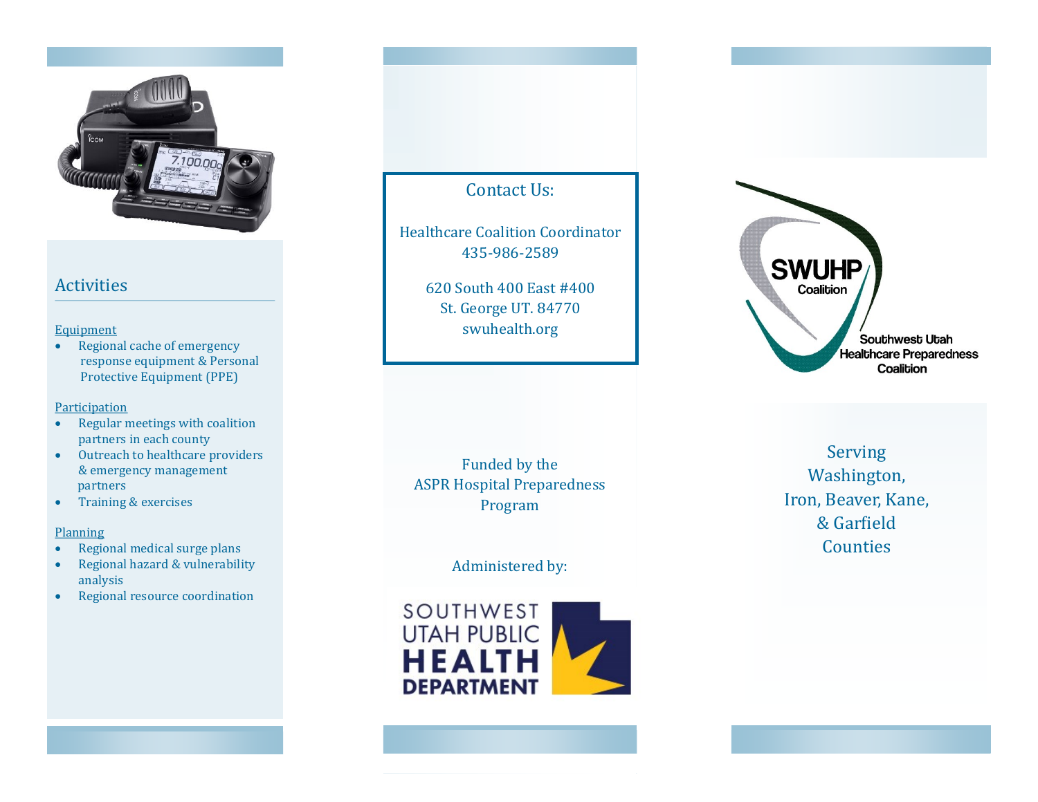## Activities

Equipment

- Regional cache of emergency response equipment & Personal Protective Equipment (PPE)

Participation

- Regular meetings with coalition partners in each county
- Outreach to healthcare providers & emergency management partners
- Training & exercises

Planning

- Regional medical surge plans
- Regional hazard & vulnerability analysis
- Regional resource coordination

Contact Us:

Healthcare Coalition Coordinator
435-986-2589

620 South 400 East #400
St. George UT. 84770
swuhealth.org

Funded by the
ASPR Hospital Preparedness Program

Administered by:

SOUTHWEST UTAH PUBLIC HEALTH DEPARTMENT

SWUHP Coalition

Southwest Utah Healthcare Preparedness Coalition

Serving Washington, Iron, Beaver, Kane, & Garfield Counties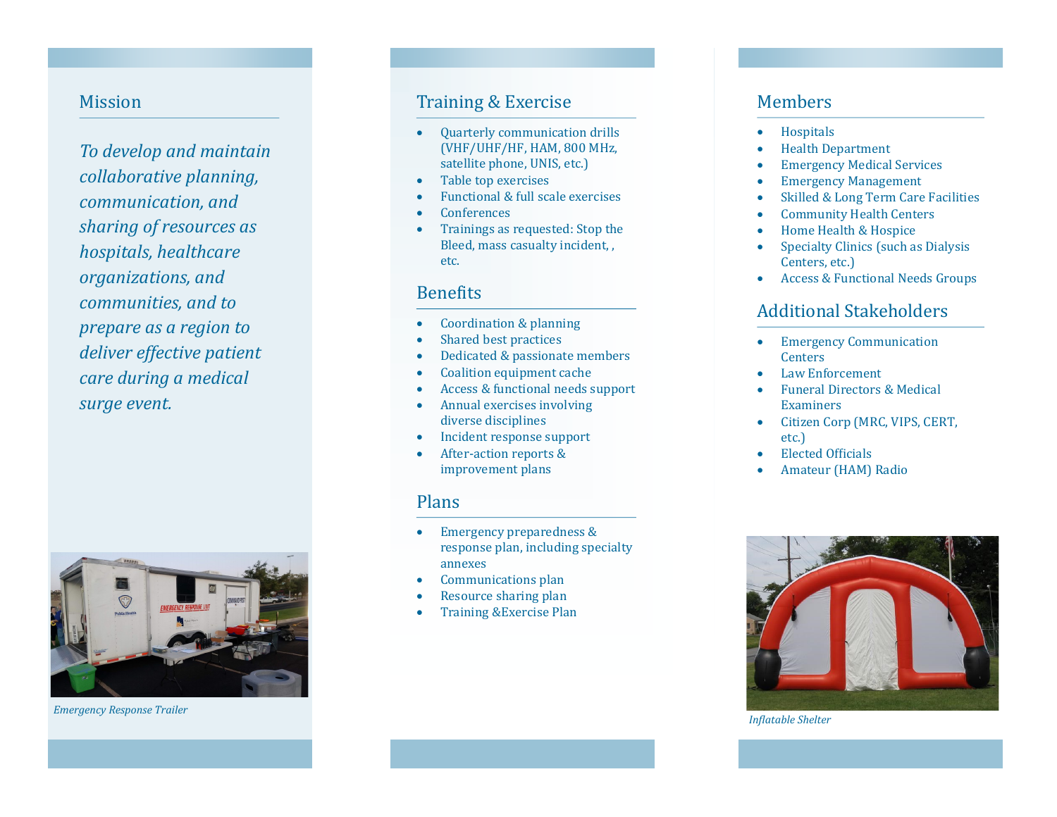## Mission

*To develop and maintain collaborative planning, communication, and sharing of resources as hospitals, healthcare organizations, and communities, and to prepare as a region to deliver effective patient care during a medical surge event.*

*Emergency Response Trailer*

## Training & Exercise

- Quarterly communication drills (VHF/UHF/HF, HAM, 800 MHz, satellite phone, UNIS, etc.)
- Table top exercises
- Functional & full scale exercises
- Conferences
- Trainings as requested: Stop the Bleed, mass casualty incident, , etc.

## Benefits

- Coordination & planning
- Shared best practices
- Dedicated & passionate members
- Coalition equipment cache
- Access & functional needs support
- Annual exercises involving diverse disciplines
- Incident response support
- After-action reports & improvement plans

## Plans

- Emergency preparedness & response plan, including specialty annexes
- Communications plan
- Resource sharing plan
- Training &Exercise Plan

## Members

- Hospitals
- Health Department
- Emergency Medical Services
- Emergency Management
- Skilled & Long Term Care Facilities
- Community Health Centers
- Home Health & Hospice
- Specialty Clinics (such as Dialysis Centers, etc.)
- Access & Functional Needs Groups

## Additional Stakeholders

- Emergency Communication Centers
- Law Enforcement
- Funeral Directors & Medical Examiners
- Citizen Corp (MRC, VIPS, CERT, etc.)
- Elected Officials
- Amateur (HAM) Radio

*Inflatable Shelter*